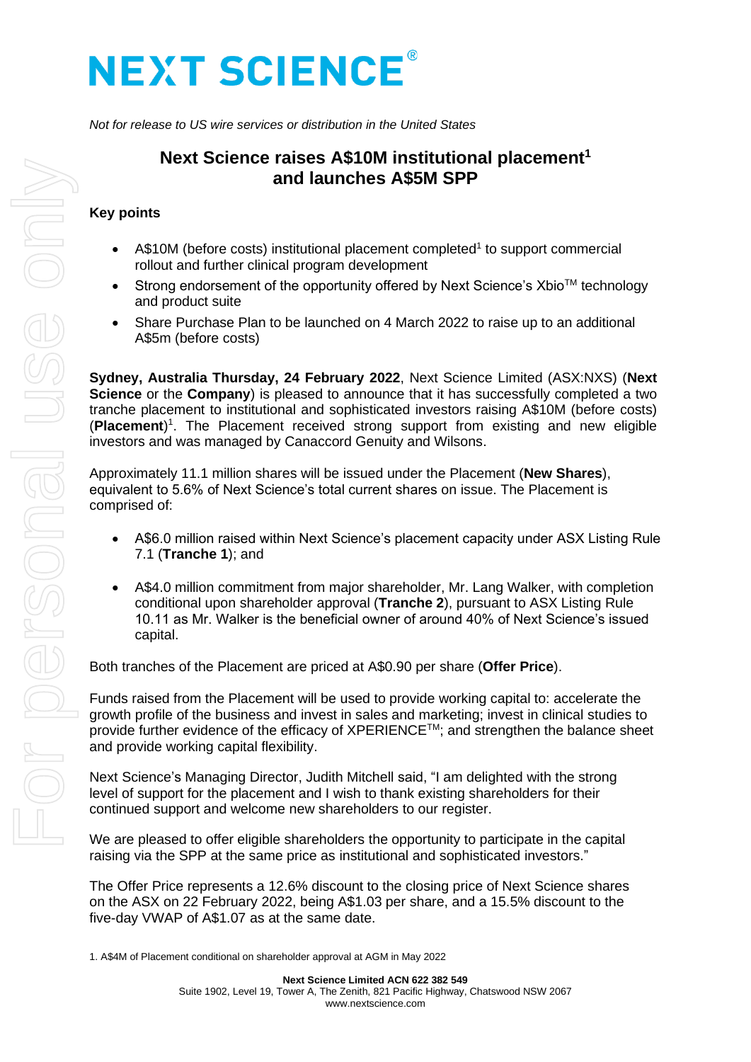# NEXT SCIENCE®

*Not for release to US wire services or distribution in the United States*

## Next Science raises A$10M institutional placement[1] and launches A$5M SPP

### Key points

- A$10M (before costs) institutional placement completed[1] to support commercial rollout and further clinical program development
- Strong endorsement of the opportunity offered by Next Science's Xbio™ technology and product suite
- Share Purchase Plan to be launched on 4 March 2022 to raise up to an additional A$5m (before costs)

**Sydney, Australia Thursday, 24 February 2022**, Next Science Limited (ASX:NXS) (**Next Science** or the **Company**) is pleased to announce that it has successfully completed a two tranche placement to institutional and sophisticated investors raising A$10M (before costs) (**Placement**)[1]. The Placement received strong support from existing and new eligible investors and was managed by Canaccord Genuity and Wilsons.

Approximately 11.1 million shares will be issued under the Placement (**New Shares**), equivalent to 5.6% of Next Science's total current shares on issue. The Placement is comprised of:

- A$6.0 million raised within Next Science's placement capacity under ASX Listing Rule 7.1 (**Tranche 1**); and
- A$4.0 million commitment from major shareholder, Mr. Lang Walker, with completion conditional upon shareholder approval (**Tranche 2**), pursuant to ASX Listing Rule 10.11 as Mr. Walker is the beneficial owner of around 40% of Next Science's issued capital.

Both tranches of the Placement are priced at A$0.90 per share (**Offer Price**).

Funds raised from the Placement will be used to provide working capital to: accelerate the growth profile of the business and invest in sales and marketing; invest in clinical studies to provide further evidence of the efficacy of XPERIENCE™; and strengthen the balance sheet and provide working capital flexibility.

Next Science's Managing Director, Judith Mitchell said, "I am delighted with the strong level of support for the placement and I wish to thank existing shareholders for their continued support and welcome new shareholders to our register.

We are pleased to offer eligible shareholders the opportunity to participate in the capital raising via the SPP at the same price as institutional and sophisticated investors."

The Offer Price represents a 12.6% discount to the closing price of Next Science shares on the ASX on 22 February 2022, being A$1.03 per share, and a 15.5% discount to the five-day VWAP of A$1.07 as at the same date.

1. A$4M of Placement conditional on shareholder approval at AGM in May 2022

**Next Science Limited ACN 622 382 549**
Suite 1902, Level 19, Tower A, The Zenith, 821 Pacific Highway, Chatswood NSW 2067
www.nextscience.com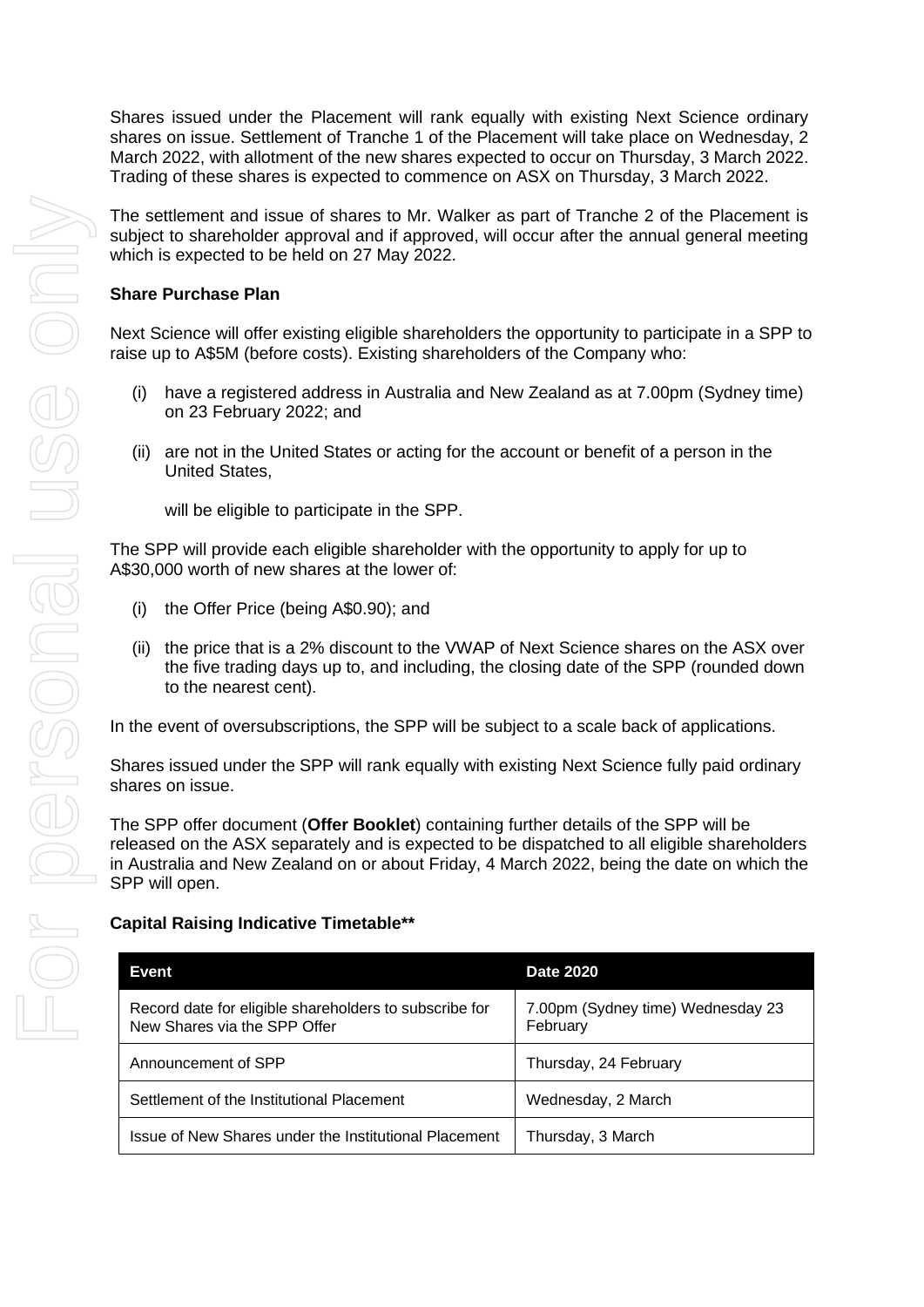Shares issued under the Placement will rank equally with existing Next Science ordinary shares on issue. Settlement of Tranche 1 of the Placement will take place on Wednesday, 2 March 2022, with allotment of the new shares expected to occur on Thursday, 3 March 2022. Trading of these shares is expected to commence on ASX on Thursday, 3 March 2022.

The settlement and issue of shares to Mr. Walker as part of Tranche 2 of the Placement is subject to shareholder approval and if approved, will occur after the annual general meeting which is expected to be held on 27 May 2022.

**Share Purchase Plan**

Next Science will offer existing eligible shareholders the opportunity to participate in a SPP to raise up to A$5M (before costs). Existing shareholders of the Company who:

(i) have a registered address in Australia and New Zealand as at 7.00pm (Sydney time) on 23 February 2022; and

(ii) are not in the United States or acting for the account or benefit of a person in the United States,

will be eligible to participate in the SPP.

The SPP will provide each eligible shareholder with the opportunity to apply for up to A$30,000 worth of new shares at the lower of:

(i) the Offer Price (being A$0.90); and

(ii) the price that is a 2% discount to the VWAP of Next Science shares on the ASX over the five trading days up to, and including, the closing date of the SPP (rounded down to the nearest cent).

In the event of oversubscriptions, the SPP will be subject to a scale back of applications.

Shares issued under the SPP will rank equally with existing Next Science fully paid ordinary shares on issue.

The SPP offer document (**Offer Booklet**) containing further details of the SPP will be released on the ASX separately and is expected to be dispatched to all eligible shareholders in Australia and New Zealand on or about Friday, 4 March 2022, being the date on which the SPP will open.

**Capital Raising Indicative Timetable****

| Event | Date 2020 |
|---|---|
| Record date for eligible shareholders to subscribe for New Shares via the SPP Offer | 7.00pm (Sydney time) Wednesday 23 February |
| Announcement of SPP | Thursday, 24 February |
| Settlement of the Institutional Placement | Wednesday, 2 March |
| Issue of New Shares under the Institutional Placement | Thursday, 3 March |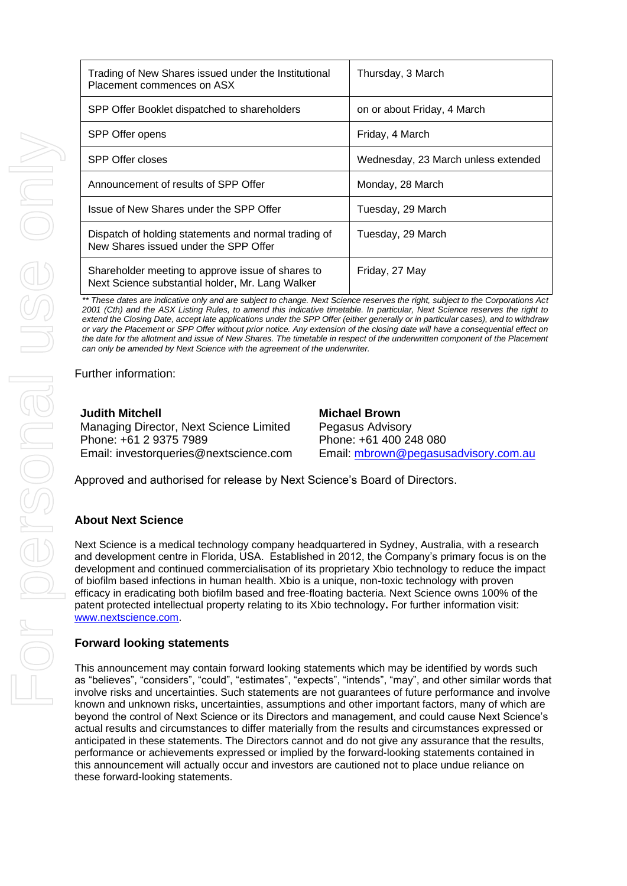| Trading of New Shares issued under the Institutional Placement commences on ASX | Thursday, 3 March |
|---|---|
| SPP Offer Booklet dispatched to shareholders | on or about Friday, 4 March |
| SPP Offer opens | Friday, 4 March |
| SPP Offer closes | Wednesday, 23 March unless extended |
| Announcement of results of SPP Offer | Monday, 28 March |
| Issue of New Shares under the SPP Offer | Tuesday, 29 March |
| Dispatch of holding statements and normal trading of New Shares issued under the SPP Offer | Tuesday, 29 March |
| Shareholder meeting to approve issue of shares to Next Science substantial holder, Mr. Lang Walker | Friday, 27 May |

*** These dates are indicative only and are subject to change. Next Science reserves the right, subject to the Corporations Act 2001 (Cth) and the ASX Listing Rules, to amend this indicative timetable. In particular, Next Science reserves the right to extend the Closing Date, accept late applications under the SPP Offer (either generally or in particular cases), and to withdraw or vary the Placement or SPP Offer without prior notice. Any extension of the closing date will have a consequential effect on the date for the allotment and issue of New Shares. The timetable in respect of the underwritten component of the Placement can only be amended by Next Science with the agreement of the underwriter.*

Further information:

**Judith Mitchell**
Managing Director, Next Science Limited
Phone: +61 2 9375 7989
Email: investorqueries@nextscience.com

**Michael Brown**
Pegasus Advisory
Phone: +61 400 248 080
Email: mbrown@pegasusadvisory.com.au

Approved and authorised for release by Next Science's Board of Directors.

### About Next Science

Next Science is a medical technology company headquartered in Sydney, Australia, with a research and development centre in Florida, USA. Established in 2012, the Company's primary focus is on the development and continued commercialisation of its proprietary Xbio technology to reduce the impact of biofilm based infections in human health. Xbio is a unique, non-toxic technology with proven efficacy in eradicating both biofilm based and free-floating bacteria. Next Science owns 100% of the patent protected intellectual property relating to its Xbio technology**.** For further information visit: www.nextscience.com.

### Forward looking statements

This announcement may contain forward looking statements which may be identified by words such as "believes", "considers", "could", "estimates", "expects", "intends", "may", and other similar words that involve risks and uncertainties. Such statements are not guarantees of future performance and involve known and unknown risks, uncertainties, assumptions and other important factors, many of which are beyond the control of Next Science or its Directors and management, and could cause Next Science's actual results and circumstances to differ materially from the results and circumstances expressed or anticipated in these statements. The Directors cannot and do not give any assurance that the results, performance or achievements expressed or implied by the forward-looking statements contained in this announcement will actually occur and investors are cautioned not to place undue reliance on these forward-looking statements.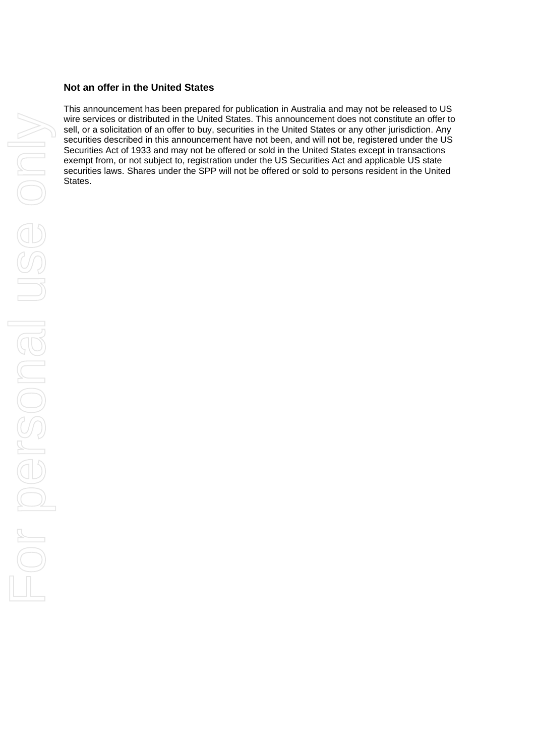**Not an offer in the United States**

This announcement has been prepared for publication in Australia and may not be released to US wire services or distributed in the United States. This announcement does not constitute an offer to sell, or a solicitation of an offer to buy, securities in the United States or any other jurisdiction. Any securities described in this announcement have not been, and will not be, registered under the US Securities Act of 1933 and may not be offered or sold in the United States except in transactions exempt from, or not subject to, registration under the US Securities Act and applicable US state securities laws. Shares under the SPP will not be offered or sold to persons resident in the United States.